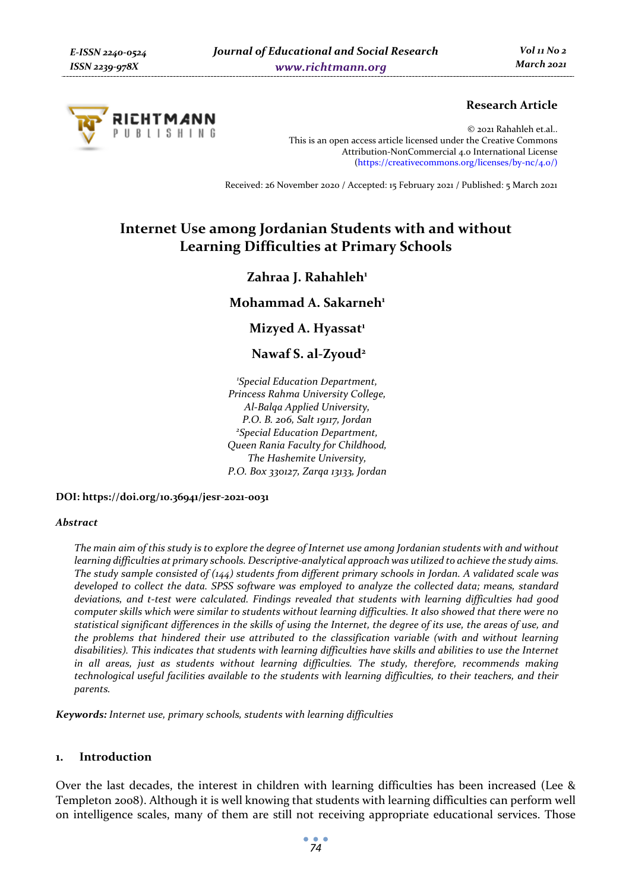**Research Article**

© 2021 Rahahleh et.al..
This is an open access article licensed under the Creative Commons Attribution-NonCommercial 4.0 International License (https://creativecommons.org/licenses/by-nc/4.0/)

Received: 26 November 2020 / Accepted: 15 February 2021 / Published: 5 March 2021

# Internet Use among Jordanian Students with and without Learning Difficulties at Primary Schools

**Zahraa J. Rahahleh**[1]

**Mohammad A. Sakarneh**[1]

**Mizyed A. Hyassat**[1]

**Nawaf S. al-Zyoud**[2]

*[1]Special Education Department, Princess Rahma University College, Al-Balqa Applied University, P.O. B. 206, Salt 19117, Jordan*
*[2]Special Education Department, Queen Rania Faculty for Childhood, The Hashemite University, P.O. Box 330127, Zarqa 13133, Jordan*

**DOI: https://doi.org/10.36941/jesr-2021-0031**

***Abstract***

*The main aim of this study is to explore the degree of Internet use among Jordanian students with and without learning difficulties at primary schools. Descriptive-analytical approach was utilized to achieve the study aims. The study sample consisted of (144) students from different primary schools in Jordan. A validated scale was developed to collect the data. SPSS software was employed to analyze the collected data; means, standard deviations, and t-test were calculated. Findings revealed that students with learning difficulties had good computer skills which were similar to students without learning difficulties. It also showed that there were no statistical significant differences in the skills of using the Internet, the degree of its use, the areas of use, and the problems that hindered their use attributed to the classification variable (with and without learning disabilities). This indicates that students with learning difficulties have skills and abilities to use the Internet in all areas, just as students without learning difficulties. The study, therefore, recommends making technological useful facilities available to the students with learning difficulties, to their teachers, and their parents.*

***Keywords:*** *Internet use, primary schools, students with learning difficulties*

## 1. Introduction

Over the last decades, the interest in children with learning difficulties has been increased (Lee & Templeton 2008). Although it is well knowing that students with learning difficulties can perform well on intelligence scales, many of them are still not receiving appropriate educational services. Those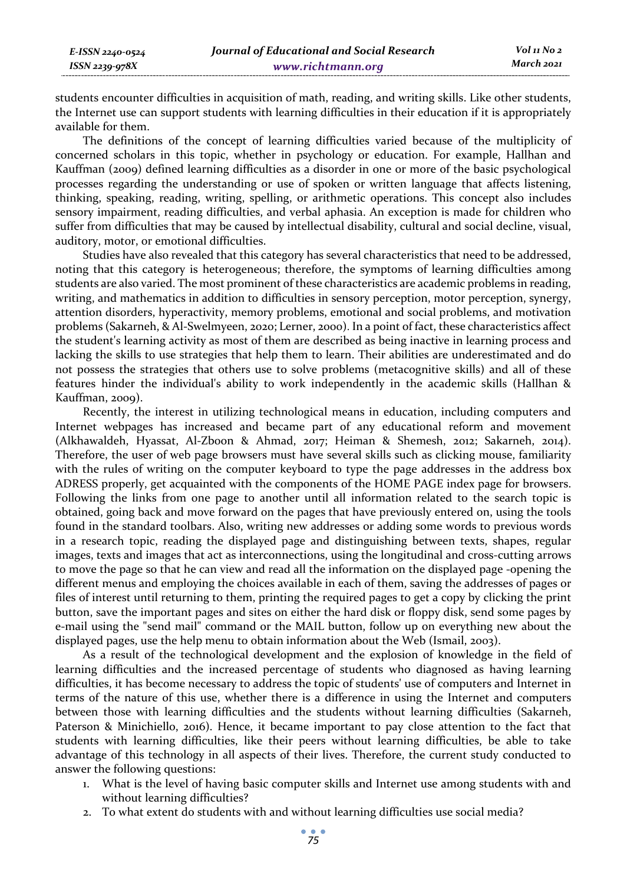students encounter difficulties in acquisition of math, reading, and writing skills. Like other students, the Internet use can support students with learning difficulties in their education if it is appropriately available for them.

The definitions of the concept of learning difficulties varied because of the multiplicity of concerned scholars in this topic, whether in psychology or education. For example, Hallhan and Kauffman (2009) defined learning difficulties as a disorder in one or more of the basic psychological processes regarding the understanding or use of spoken or written language that affects listening, thinking, speaking, reading, writing, spelling, or arithmetic operations. This concept also includes sensory impairment, reading difficulties, and verbal aphasia. An exception is made for children who suffer from difficulties that may be caused by intellectual disability, cultural and social decline, visual, auditory, motor, or emotional difficulties.

Studies have also revealed that this category has several characteristics that need to be addressed, noting that this category is heterogeneous; therefore, the symptoms of learning difficulties among students are also varied. The most prominent of these characteristics are academic problems in reading, writing, and mathematics in addition to difficulties in sensory perception, motor perception, synergy, attention disorders, hyperactivity, memory problems, emotional and social problems, and motivation problems (Sakarneh, & Al-Swelmyeen, 2020; Lerner, 2000). In a point of fact, these characteristics affect the student's learning activity as most of them are described as being inactive in learning process and lacking the skills to use strategies that help them to learn. Their abilities are underestimated and do not possess the strategies that others use to solve problems (metacognitive skills) and all of these features hinder the individual's ability to work independently in the academic skills (Hallhan & Kauffman, 2009).

Recently, the interest in utilizing technological means in education, including computers and Internet webpages has increased and became part of any educational reform and movement (Alkhawaldeh, Hyassat, Al-Zboon & Ahmad, 2017; Heiman & Shemesh, 2012; Sakarneh, 2014). Therefore, the user of web page browsers must have several skills such as clicking mouse, familiarity with the rules of writing on the computer keyboard to type the page addresses in the address box ADRESS properly, get acquainted with the components of the HOME PAGE index page for browsers. Following the links from one page to another until all information related to the search topic is obtained, going back and move forward on the pages that have previously entered on, using the tools found in the standard toolbars. Also, writing new addresses or adding some words to previous words in a research topic, reading the displayed page and distinguishing between texts, shapes, regular images, texts and images that act as interconnections, using the longitudinal and cross-cutting arrows to move the page so that he can view and read all the information on the displayed page -opening the different menus and employing the choices available in each of them, saving the addresses of pages or files of interest until returning to them, printing the required pages to get a copy by clicking the print button, save the important pages and sites on either the hard disk or floppy disk, send some pages by e-mail using the "send mail" command or the MAIL button, follow up on everything new about the displayed pages, use the help menu to obtain information about the Web (Ismail, 2003).

As a result of the technological development and the explosion of knowledge in the field of learning difficulties and the increased percentage of students who diagnosed as having learning difficulties, it has become necessary to address the topic of students' use of computers and Internet in terms of the nature of this use, whether there is a difference in using the Internet and computers between those with learning difficulties and the students without learning difficulties (Sakarneh, Paterson & Minichiello, 2016). Hence, it became important to pay close attention to the fact that students with learning difficulties, like their peers without learning difficulties, be able to take advantage of this technology in all aspects of their lives. Therefore, the current study conducted to answer the following questions:

1. What is the level of having basic computer skills and Internet use among students with and without learning difficulties?
2. To what extent do students with and without learning difficulties use social media?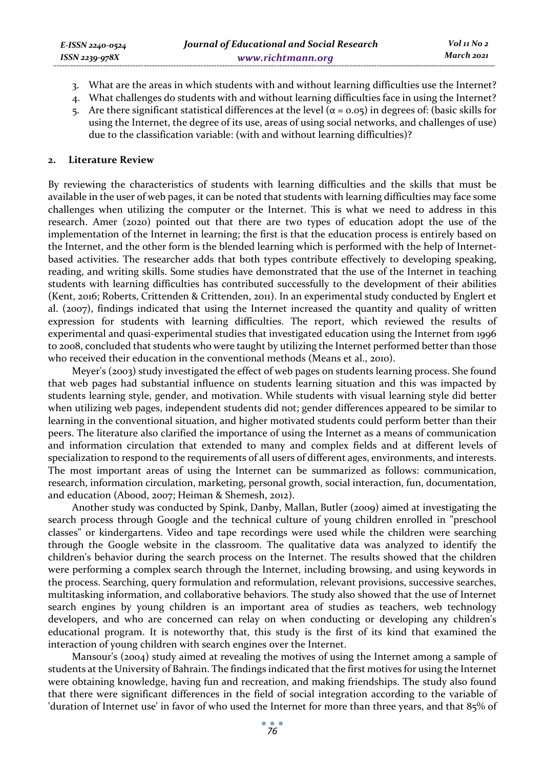3. What are the areas in which students with and without learning difficulties use the Internet?
4. What challenges do students with and without learning difficulties face in using the Internet?
5. Are there significant statistical differences at the level ($\alpha = 0.05$) in degrees of: (basic skills for using the Internet, the degree of its use, areas of using social networks, and challenges of use) due to the classification variable: (with and without learning difficulties)?

## 2. Literature Review

By reviewing the characteristics of students with learning difficulties and the skills that must be available in the user of web pages, it can be noted that students with learning difficulties may face some challenges when utilizing the computer or the Internet. This is what we need to address in this research. Amer (2020) pointed out that there are two types of education adopt the use of the implementation of the Internet in learning; the first is that the education process is entirely based on the Internet, and the other form is the blended learning which is performed with the help of Internet-based activities. The researcher adds that both types contribute effectively to developing speaking, reading, and writing skills. Some studies have demonstrated that the use of the Internet in teaching students with learning difficulties has contributed successfully to the development of their abilities (Kent, 2016; Roberts, Crittenden & Crittenden, 2011). In an experimental study conducted by Englert et al. (2007), findings indicated that using the Internet increased the quantity and quality of written expression for students with learning difficulties. The report, which reviewed the results of experimental and quasi-experimental studies that investigated education using the Internet from 1996 to 2008, concluded that students who were taught by utilizing the Internet performed better than those who received their education in the conventional methods (Means et al., 2010).

Meyer's (2003) study investigated the effect of web pages on students learning process. She found that web pages had substantial influence on students learning situation and this was impacted by students learning style, gender, and motivation. While students with visual learning style did better when utilizing web pages, independent students did not; gender differences appeared to be similar to learning in the conventional situation, and higher motivated students could perform better than their peers. The literature also clarified the importance of using the Internet as a means of communication and information circulation that extended to many and complex fields and at different levels of specialization to respond to the requirements of all users of different ages, environments, and interests. The most important areas of using the Internet can be summarized as follows: communication, research, information circulation, marketing, personal growth, social interaction, fun, documentation, and education (Abood, 2007; Heiman & Shemesh, 2012).

Another study was conducted by Spink, Danby, Mallan, Butler (2009) aimed at investigating the search process through Google and the technical culture of young children enrolled in "preschool classes" or kindergartens. Video and tape recordings were used while the children were searching through the Google website in the classroom. The qualitative data was analyzed to identify the children's behavior during the search process on the Internet. The results showed that the children were performing a complex search through the Internet, including browsing, and using keywords in the process. Searching, query formulation and reformulation, relevant provisions, successive searches, multitasking information, and collaborative behaviors. The study also showed that the use of Internet search engines by young children is an important area of studies as teachers, web technology developers, and who are concerned can relay on when conducting or developing any children's educational program. It is noteworthy that, this study is the first of its kind that examined the interaction of young children with search engines over the Internet.

Mansour's (2004) study aimed at revealing the motives of using the Internet among a sample of students at the University of Bahrain. The findings indicated that the first motives for using the Internet were obtaining knowledge, having fun and recreation, and making friendships. The study also found that there were significant differences in the field of social integration according to the variable of 'duration of Internet use' in favor of who used the Internet for more than three years, and that 85% of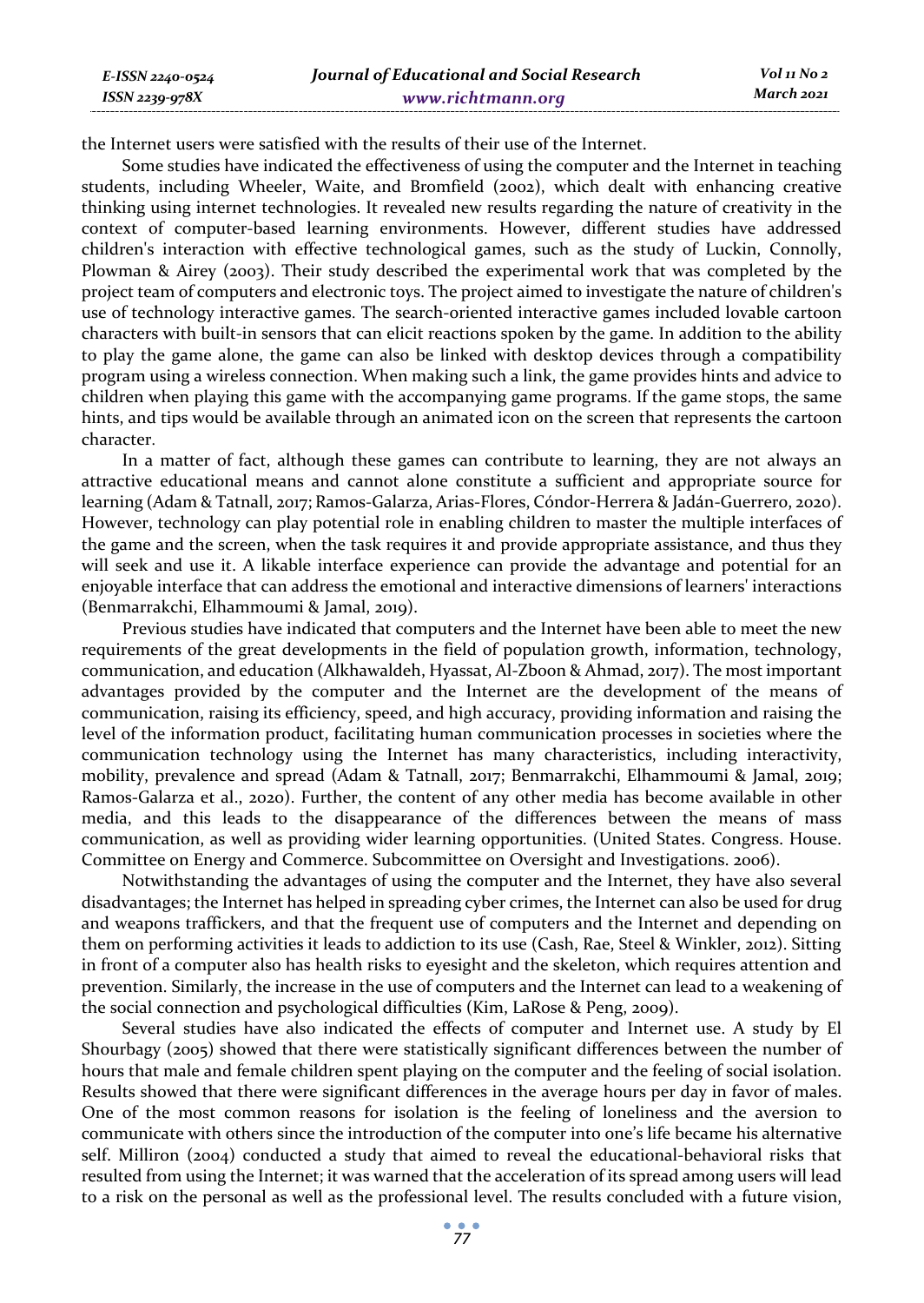the Internet users were satisfied with the results of their use of the Internet.

Some studies have indicated the effectiveness of using the computer and the Internet in teaching students, including Wheeler, Waite, and Bromfield (2002), which dealt with enhancing creative thinking using internet technologies. It revealed new results regarding the nature of creativity in the context of computer-based learning environments. However, different studies have addressed children's interaction with effective technological games, such as the study of Luckin, Connolly, Plowman & Airey (2003). Their study described the experimental work that was completed by the project team of computers and electronic toys. The project aimed to investigate the nature of children's use of technology interactive games. The search-oriented interactive games included lovable cartoon characters with built-in sensors that can elicit reactions spoken by the game. In addition to the ability to play the game alone, the game can also be linked with desktop devices through a compatibility program using a wireless connection. When making such a link, the game provides hints and advice to children when playing this game with the accompanying game programs. If the game stops, the same hints, and tips would be available through an animated icon on the screen that represents the cartoon character.

In a matter of fact, although these games can contribute to learning, they are not always an attractive educational means and cannot alone constitute a sufficient and appropriate source for learning (Adam & Tatnall, 2017; Ramos-Galarza, Arias-Flores, Cóndor-Herrera & Jadán-Guerrero, 2020). However, technology can play potential role in enabling children to master the multiple interfaces of the game and the screen, when the task requires it and provide appropriate assistance, and thus they will seek and use it. A likable interface experience can provide the advantage and potential for an enjoyable interface that can address the emotional and interactive dimensions of learners' interactions (Benmarrakchi, Elhammoumi & Jamal, 2019).

Previous studies have indicated that computers and the Internet have been able to meet the new requirements of the great developments in the field of population growth, information, technology, communication, and education (Alkhawaldeh, Hyassat, Al-Zboon & Ahmad, 2017). The most important advantages provided by the computer and the Internet are the development of the means of communication, raising its efficiency, speed, and high accuracy, providing information and raising the level of the information product, facilitating human communication processes in societies where the communication technology using the Internet has many characteristics, including interactivity, mobility, prevalence and spread (Adam & Tatnall, 2017; Benmarrakchi, Elhammoumi & Jamal, 2019; Ramos-Galarza et al., 2020). Further, the content of any other media has become available in other media, and this leads to the disappearance of the differences between the means of mass communication, as well as providing wider learning opportunities. (United States. Congress. House. Committee on Energy and Commerce. Subcommittee on Oversight and Investigations. 2006).

Notwithstanding the advantages of using the computer and the Internet, they have also several disadvantages; the Internet has helped in spreading cyber crimes, the Internet can also be used for drug and weapons traffickers, and that the frequent use of computers and the Internet and depending on them on performing activities it leads to addiction to its use (Cash, Rae, Steel & Winkler, 2012). Sitting in front of a computer also has health risks to eyesight and the skeleton, which requires attention and prevention. Similarly, the increase in the use of computers and the Internet can lead to a weakening of the social connection and psychological difficulties (Kim, LaRose & Peng, 2009).

Several studies have also indicated the effects of computer and Internet use. A study by El Shourbagy (2005) showed that there were statistically significant differences between the number of hours that male and female children spent playing on the computer and the feeling of social isolation. Results showed that there were significant differences in the average hours per day in favor of males. One of the most common reasons for isolation is the feeling of loneliness and the aversion to communicate with others since the introduction of the computer into one's life became his alternative self. Milliron (2004) conducted a study that aimed to reveal the educational-behavioral risks that resulted from using the Internet; it was warned that the acceleration of its spread among users will lead to a risk on the personal as well as the professional level. The results concluded with a future vision,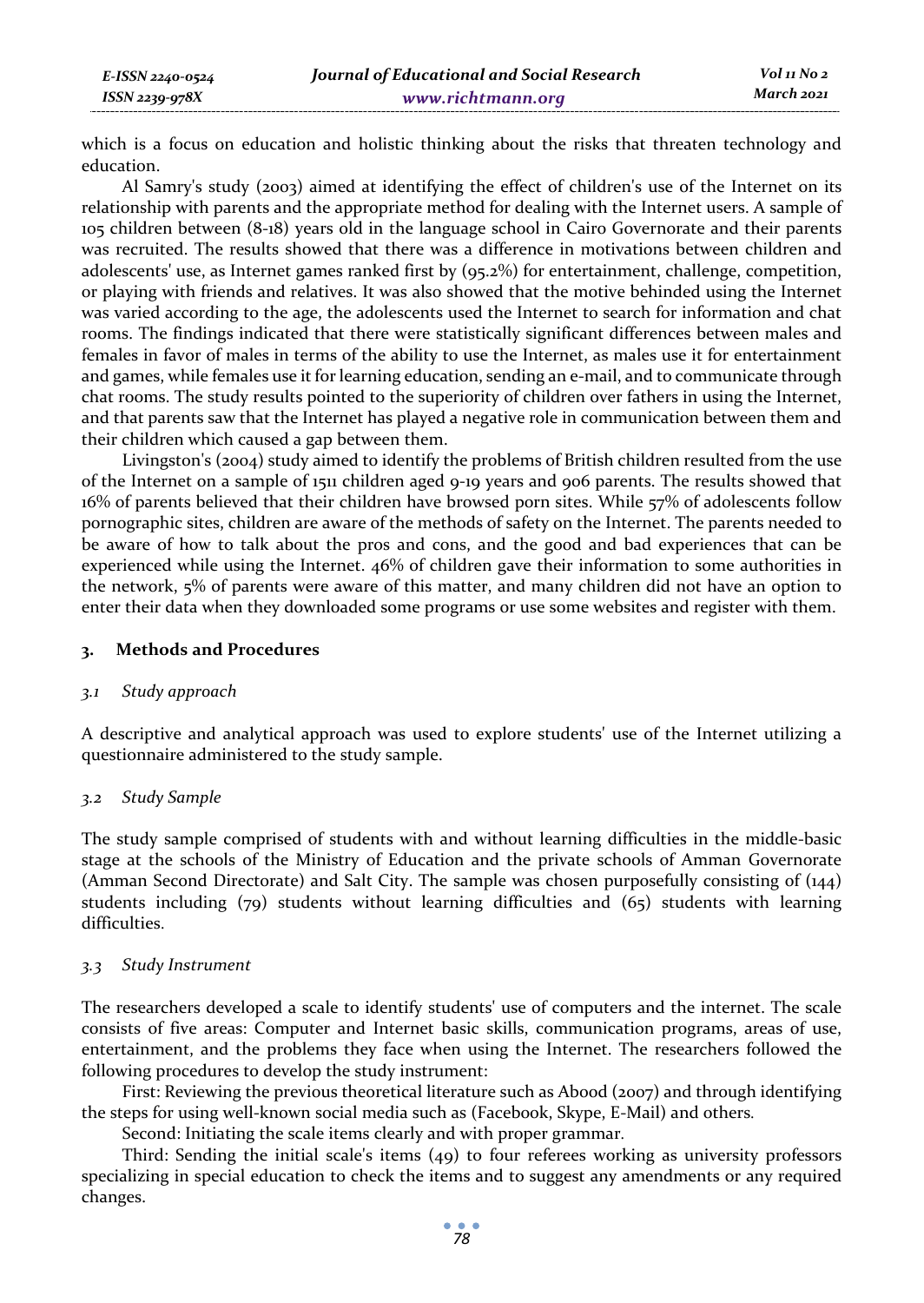which is a focus on education and holistic thinking about the risks that threaten technology and education.

Al Samry's study (2003) aimed at identifying the effect of children's use of the Internet on its relationship with parents and the appropriate method for dealing with the Internet users. A sample of 105 children between (8-18) years old in the language school in Cairo Governorate and their parents was recruited. The results showed that there was a difference in motivations between children and adolescents' use, as Internet games ranked first by (95.2%) for entertainment, challenge, competition, or playing with friends and relatives. It was also showed that the motive behinded using the Internet was varied according to the age, the adolescents used the Internet to search for information and chat rooms. The findings indicated that there were statistically significant differences between males and females in favor of males in terms of the ability to use the Internet, as males use it for entertainment and games, while females use it for learning education, sending an e-mail, and to communicate through chat rooms. The study results pointed to the superiority of children over fathers in using the Internet, and that parents saw that the Internet has played a negative role in communication between them and their children which caused a gap between them.

Livingston's (2004) study aimed to identify the problems of British children resulted from the use of the Internet on a sample of 1511 children aged 9-19 years and 906 parents. The results showed that 16% of parents believed that their children have browsed porn sites. While 57% of adolescents follow pornographic sites, children are aware of the methods of safety on the Internet. The parents needed to be aware of how to talk about the pros and cons, and the good and bad experiences that can be experienced while using the Internet. 46% of children gave their information to some authorities in the network, 5% of parents were aware of this matter, and many children did not have an option to enter their data when they downloaded some programs or use some websites and register with them.

## 3. Methods and Procedures

### *3.1 Study approach*

A descriptive and analytical approach was used to explore students' use of the Internet utilizing a questionnaire administered to the study sample.

### *3.2 Study Sample*

The study sample comprised of students with and without learning difficulties in the middle-basic stage at the schools of the Ministry of Education and the private schools of Amman Governorate (Amman Second Directorate) and Salt City. The sample was chosen purposefully consisting of (144) students including (79) students without learning difficulties and (65) students with learning difficulties.

### *3.3 Study Instrument*

The researchers developed a scale to identify students' use of computers and the internet. The scale consists of five areas: Computer and Internet basic skills, communication programs, areas of use, entertainment, and the problems they face when using the Internet. The researchers followed the following procedures to develop the study instrument:

First: Reviewing the previous theoretical literature such as Abood (2007) and through identifying the steps for using well-known social media such as (Facebook, Skype, E-Mail) and others.

Second: Initiating the scale items clearly and with proper grammar.

Third: Sending the initial scale's items (49) to four referees working as university professors specializing in special education to check the items and to suggest any amendments or any required changes.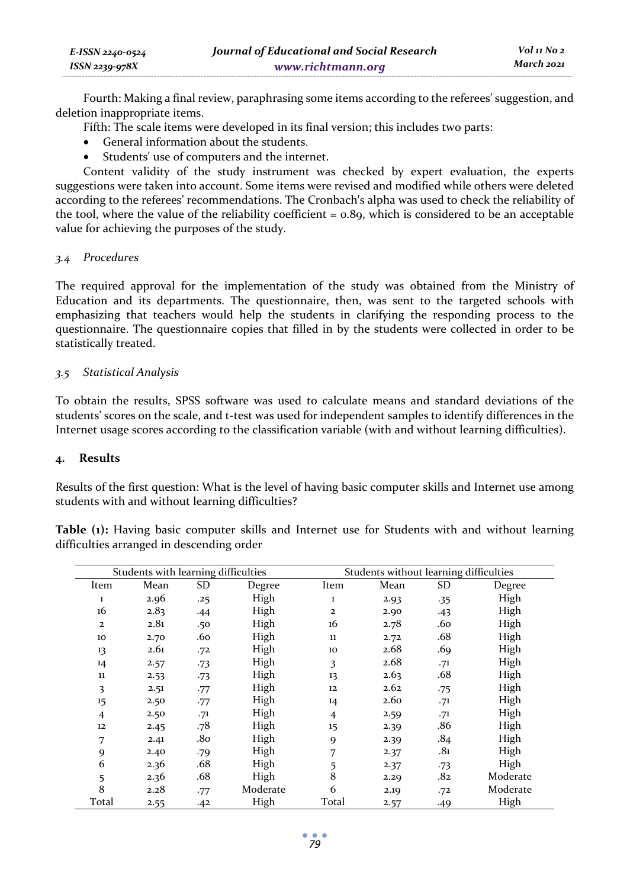Fourth: Making a final review, paraphrasing some items according to the referees' suggestion, and deletion inappropriate items.

Fifth: The scale items were developed in its final version; this includes two parts:

- General information about the students.
- Students' use of computers and the internet.

Content validity of the study instrument was checked by expert evaluation, the experts suggestions were taken into account. Some items were revised and modified while others were deleted according to the referees' recommendations. The Cronbach's alpha was used to check the reliability of the tool, where the value of the reliability coefficient = 0.89, which is considered to be an acceptable value for achieving the purposes of the study.

### *3.4 Procedures*

The required approval for the implementation of the study was obtained from the Ministry of Education and its departments. The questionnaire, then, was sent to the targeted schools with emphasizing that teachers would help the students in clarifying the responding process to the questionnaire. The questionnaire copies that filled in by the students were collected in order to be statistically treated.

### *3.5 Statistical Analysis*

To obtain the results, SPSS software was used to calculate means and standard deviations of the students' scores on the scale, and t-test was used for independent samples to identify differences in the Internet usage scores according to the classification variable (with and without learning difficulties).

## 4. Results

Results of the first question: What is the level of having basic computer skills and Internet use among students with and without learning difficulties?

**Table (1):** Having basic computer skills and Internet use for Students with and without learning difficulties arranged in descending order

| Students with learning difficulties | | | | Students without learning difficulties | | | |
|---|---|---|---|---|---|---|---|
| Item | Mean | SD | Degree | Item | Mean | SD | Degree |
| 1 | 2.96 | .25 | High | 1 | 2.93 | .35 | High |
| 16 | 2.83 | .44 | High | 2 | 2.90 | .43 | High |
| 2 | 2.81 | .50 | High | 16 | 2.78 | .60 | High |
| 10 | 2.70 | .60 | High | 11 | 2.72 | .68 | High |
| 13 | 2.61 | .72 | High | 10 | 2.68 | .69 | High |
| 14 | 2.57 | .73 | High | 3 | 2.68 | .71 | High |
| 11 | 2.53 | .73 | High | 13 | 2.63 | .68 | High |
| 3 | 2.51 | .77 | High | 12 | 2.62 | .75 | High |
| 15 | 2.50 | .77 | High | 14 | 2.60 | .71 | High |
| 4 | 2.50 | .71 | High | 4 | 2.59 | .71 | High |
| 12 | 2.45 | .78 | High | 15 | 2.39 | .86 | High |
| 7 | 2.41 | .80 | High | 9 | 2.39 | .84 | High |
| 9 | 2.40 | .79 | High | 7 | 2.37 | .81 | High |
| 6 | 2.36 | .68 | High | 5 | 2.37 | .73 | High |
| 5 | 2.36 | .68 | High | 8 | 2.29 | .82 | Moderate |
| 8 | 2.28 | .77 | Moderate | 6 | 2.19 | .72 | Moderate |
| Total | 2.55 | .42 | High | Total | 2.57 | .49 | High |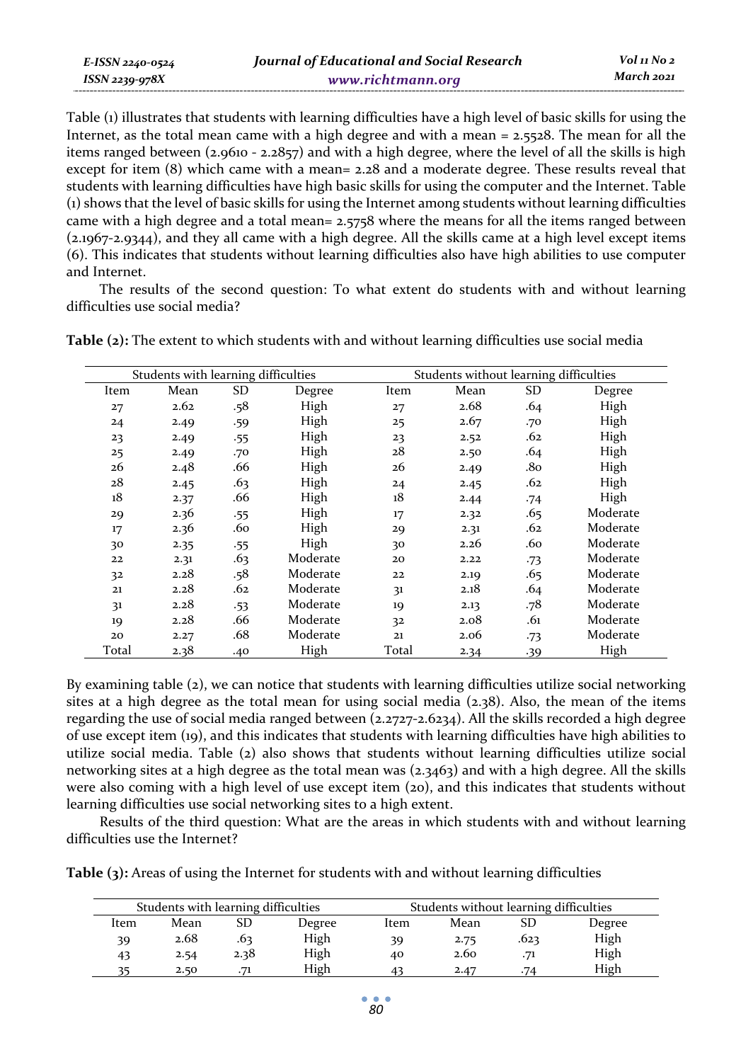Table (1) illustrates that students with learning difficulties have a high level of basic skills for using the Internet, as the total mean came with a high degree and with a mean = 2.5528. The mean for all the items ranged between (2.9610 - 2.2857) and with a high degree, where the level of all the skills is high except for item (8) which came with a mean= 2.28 and a moderate degree. These results reveal that students with learning difficulties have high basic skills for using the computer and the Internet. Table (1) shows that the level of basic skills for using the Internet among students without learning difficulties came with a high degree and a total mean= 2.5758 where the means for all the items ranged between (2.1967-2.9344), and they all came with a high degree. All the skills came at a high level except items (6). This indicates that students without learning difficulties also have high abilities to use computer and Internet.

The results of the second question: To what extent do students with and without learning difficulties use social media?

**Table (2):** The extent to which students with and without learning difficulties use social media

| Students with learning difficulties | | | | Students without learning difficulties | | | |
|---|---|---|---|---|---|---|---|
| Item | Mean | SD | Degree | Item | Mean | SD | Degree |
| 27 | 2.62 | .58 | High | 27 | 2.68 | .64 | High |
| 24 | 2.49 | .59 | High | 25 | 2.67 | .70 | High |
| 23 | 2.49 | .55 | High | 23 | 2.52 | .62 | High |
| 25 | 2.49 | .70 | High | 28 | 2.50 | .64 | High |
| 26 | 2.48 | .66 | High | 26 | 2.49 | .80 | High |
| 28 | 2.45 | .63 | High | 24 | 2.45 | .62 | High |
| 18 | 2.37 | .66 | High | 18 | 2.44 | .74 | High |
| 29 | 2.36 | .55 | High | 17 | 2.32 | .65 | Moderate |
| 17 | 2.36 | .60 | High | 29 | 2.31 | .62 | Moderate |
| 30 | 2.35 | .55 | High | 30 | 2.26 | .60 | Moderate |
| 22 | 2.31 | .63 | Moderate | 20 | 2.22 | .73 | Moderate |
| 32 | 2.28 | .58 | Moderate | 22 | 2.19 | .65 | Moderate |
| 21 | 2.28 | .62 | Moderate | 31 | 2.18 | .64 | Moderate |
| 31 | 2.28 | .53 | Moderate | 19 | 2.13 | .78 | Moderate |
| 19 | 2.28 | .66 | Moderate | 32 | 2.08 | .61 | Moderate |
| 20 | 2.27 | .68 | Moderate | 21 | 2.06 | .73 | Moderate |
| Total | 2.38 | .40 | High | Total | 2.34 | .39 | High |

By examining table (2), we can notice that students with learning difficulties utilize social networking sites at a high degree as the total mean for using social media (2.38). Also, the mean of the items regarding the use of social media ranged between (2.2727-2.6234). All the skills recorded a high degree of use except item (19), and this indicates that students with learning difficulties have high abilities to utilize social media. Table (2) also shows that students without learning difficulties utilize social networking sites at a high degree as the total mean was (2.3463) and with a high degree. All the skills were also coming with a high level of use except item (20), and this indicates that students without learning difficulties use social networking sites to a high extent.

Results of the third question: What are the areas in which students with and without learning difficulties use the Internet?

**Table (3):** Areas of using the Internet for students with and without learning difficulties

| Students with learning difficulties | | | | Students without learning difficulties | | | |
|---|---|---|---|---|---|---|---|
| Item | Mean | SD | Degree | Item | Mean | SD | Degree |
| 39 | 2.68 | .63 | High | 39 | 2.75 | .623 | High |
| 43 | 2.54 | 2.38 | High | 40 | 2.60 | .71 | High |
| 35 | 2.50 | .71 | High | 43 | 2.47 | .74 | High |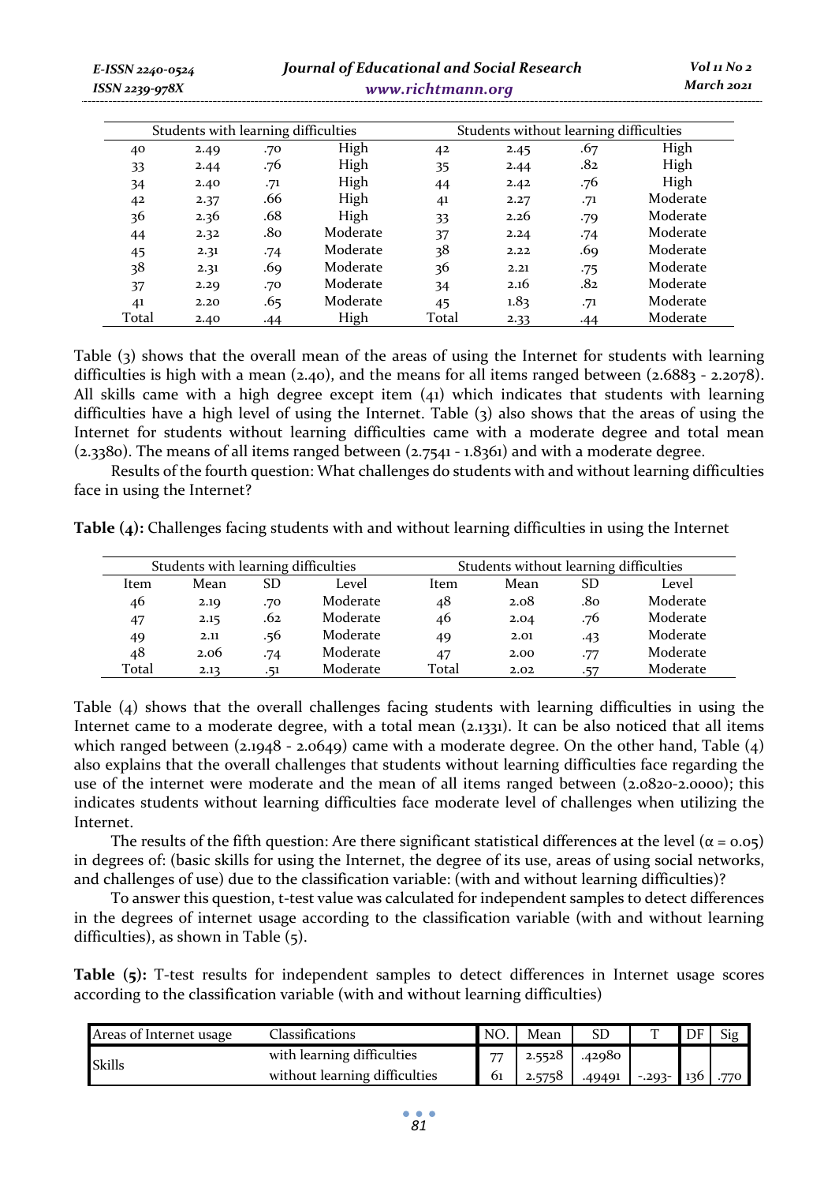| Students with learning difficulties | | | | Students without learning difficulties | | | |
|---|---|---|---|---|---|---|---|
| 40 | 2.49 | .70 | High | 42 | 2.45 | .67 | High |
| 33 | 2.44 | .76 | High | 35 | 2.44 | .82 | High |
| 34 | 2.40 | .71 | High | 44 | 2.42 | .76 | High |
| 42 | 2.37 | .66 | High | 41 | 2.27 | .71 | Moderate |
| 36 | 2.36 | .68 | High | 33 | 2.26 | .79 | Moderate |
| 44 | 2.32 | .80 | Moderate | 37 | 2.24 | .74 | Moderate |
| 45 | 2.31 | .74 | Moderate | 38 | 2.22 | .69 | Moderate |
| 38 | 2.31 | .69 | Moderate | 36 | 2.21 | .75 | Moderate |
| 37 | 2.29 | .70 | Moderate | 34 | 2.16 | .82 | Moderate |
| 41 | 2.20 | .65 | Moderate | 45 | 1.83 | .71 | Moderate |
| Total | 2.40 | .44 | High | Total | 2.33 | .44 | Moderate |

Table (3) shows that the overall mean of the areas of using the Internet for students with learning difficulties is high with a mean (2.40), and the means for all items ranged between (2.6883 - 2.2078). All skills came with a high degree except item (41) which indicates that students with learning difficulties have a high level of using the Internet. Table (3) also shows that the areas of using the Internet for students without learning difficulties came with a moderate degree and total mean (2.3380). The means of all items ranged between (2.7541 - 1.8361) and with a moderate degree.

Results of the fourth question: What challenges do students with and without learning difficulties face in using the Internet?

**Table (4):** Challenges facing students with and without learning difficulties in using the Internet

| Students with learning difficulties | | | | Students without learning difficulties | | | |
|---|---|---|---|---|---|---|---|
| Item | Mean | SD | Level | Item | Mean | SD | Level |
| 46 | 2.19 | .70 | Moderate | 48 | 2.08 | .80 | Moderate |
| 47 | 2.15 | .62 | Moderate | 46 | 2.04 | .76 | Moderate |
| 49 | 2.11 | .56 | Moderate | 49 | 2.01 | .43 | Moderate |
| 48 | 2.06 | .74 | Moderate | 47 | 2.00 | .77 | Moderate |
| Total | 2.13 | .51 | Moderate | Total | 2.02 | .57 | Moderate |

Table (4) shows that the overall challenges facing students with learning difficulties in using the Internet came to a moderate degree, with a total mean (2.1331). It can be also noticed that all items which ranged between (2.1948 - 2.0649) came with a moderate degree. On the other hand, Table (4) also explains that the overall challenges that students without learning difficulties face regarding the use of the internet were moderate and the mean of all items ranged between (2.0820-2.0000); this indicates students without learning difficulties face moderate level of challenges when utilizing the Internet.

The results of the fifth question: Are there significant statistical differences at the level ($\alpha = 0.05$) in degrees of: (basic skills for using the Internet, the degree of its use, areas of using social networks, and challenges of use) due to the classification variable: (with and without learning difficulties)?

To answer this question, t-test value was calculated for independent samples to detect differences in the degrees of internet usage according to the classification variable (with and without learning difficulties), as shown in Table (5).

**Table (5):** T-test results for independent samples to detect differences in Internet usage scores according to the classification variable (with and without learning difficulties)

| Areas of Internet usage | Classifications | NO. | Mean | SD | T | DF | Sig |
|---|---|---|---|---|---|---|---|
| Skills | with learning difficulties | 77 | 2.5528 | .42980 | | | |
| | without learning difficulties | 61 | 2.5758 | .49491 | -.293- | 136 | .770 |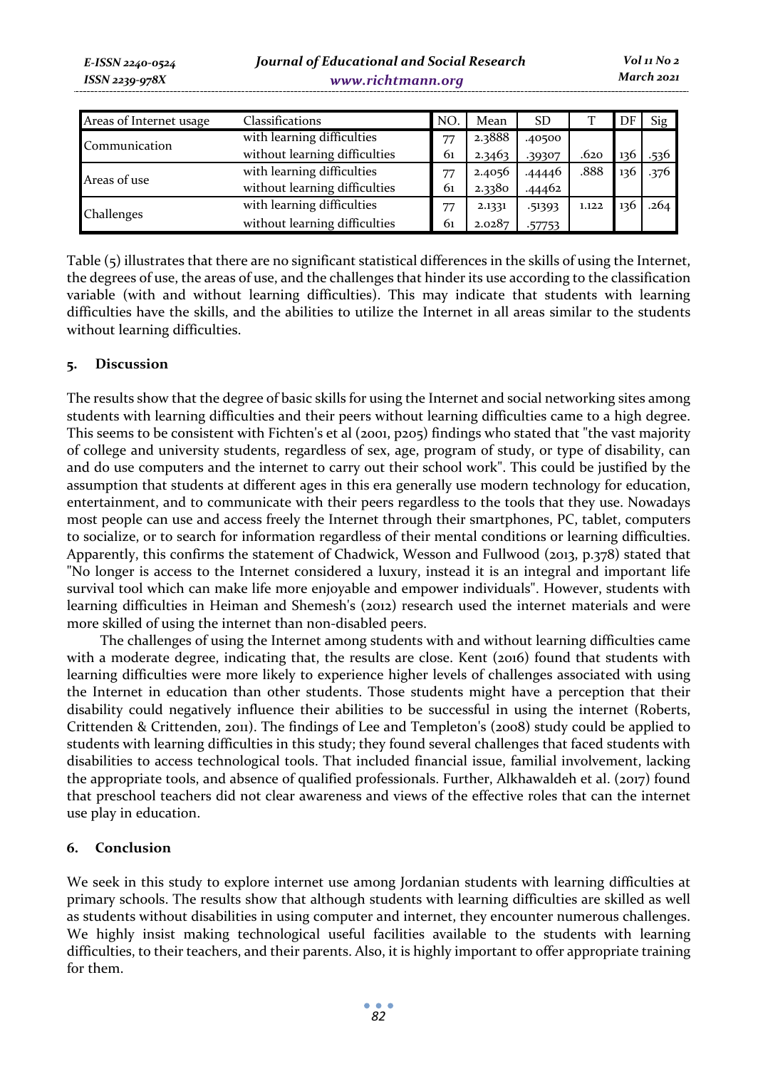| Areas of Internet usage | Classifications | NO. | Mean | SD | T | DF | Sig |
|---|---|---|---|---|---|---|---|
| Communication | with learning difficulties | 77 | 2.3888 | .40500 | .620 | 136 | .536 |
| | without learning difficulties | 61 | 2.3463 | .39307 | | | |
| Areas of use | with learning difficulties | 77 | 2.4056 | .44446 | .888 | 136 | .376 |
| | without learning difficulties | 61 | 2.3380 | .44462 | | | |
| Challenges | with learning difficulties | 77 | 2.1331 | .51393 | 1.122 | 136 | .264 |
| | without learning difficulties | 61 | 2.0287 | .57753 | | | |

Table (5) illustrates that there are no significant statistical differences in the skills of using the Internet, the degrees of use, the areas of use, and the challenges that hinder its use according to the classification variable (with and without learning difficulties). This may indicate that students with learning difficulties have the skills, and the abilities to utilize the Internet in all areas similar to the students without learning difficulties.

## 5. Discussion

The results show that the degree of basic skills for using the Internet and social networking sites among students with learning difficulties and their peers without learning difficulties came to a high degree. This seems to be consistent with Fichten's et al (2001, p205) findings who stated that "the vast majority of college and university students, regardless of sex, age, program of study, or type of disability, can and do use computers and the internet to carry out their school work". This could be justified by the assumption that students at different ages in this era generally use modern technology for education, entertainment, and to communicate with their peers regardless to the tools that they use. Nowadays most people can use and access freely the Internet through their smartphones, PC, tablet, computers to socialize, or to search for information regardless of their mental conditions or learning difficulties. Apparently, this confirms the statement of Chadwick, Wesson and Fullwood (2013, p.378) stated that "No longer is access to the Internet considered a luxury, instead it is an integral and important life survival tool which can make life more enjoyable and empower individuals". However, students with learning difficulties in Heiman and Shemesh's (2012) research used the internet materials and were more skilled of using the internet than non-disabled peers.

The challenges of using the Internet among students with and without learning difficulties came with a moderate degree, indicating that, the results are close. Kent (2016) found that students with learning difficulties were more likely to experience higher levels of challenges associated with using the Internet in education than other students. Those students might have a perception that their disability could negatively influence their abilities to be successful in using the internet (Roberts, Crittenden & Crittenden, 2011). The findings of Lee and Templeton's (2008) study could be applied to students with learning difficulties in this study; they found several challenges that faced students with disabilities to access technological tools. That included financial issue, familial involvement, lacking the appropriate tools, and absence of qualified professionals. Further, Alkhawaldeh et al. (2017) found that preschool teachers did not clear awareness and views of the effective roles that can the internet use play in education.

## 6. Conclusion

We seek in this study to explore internet use among Jordanian students with learning difficulties at primary schools. The results show that although students with learning difficulties are skilled as well as students without disabilities in using computer and internet, they encounter numerous challenges. We highly insist making technological useful facilities available to the students with learning difficulties, to their teachers, and their parents. Also, it is highly important to offer appropriate training for them.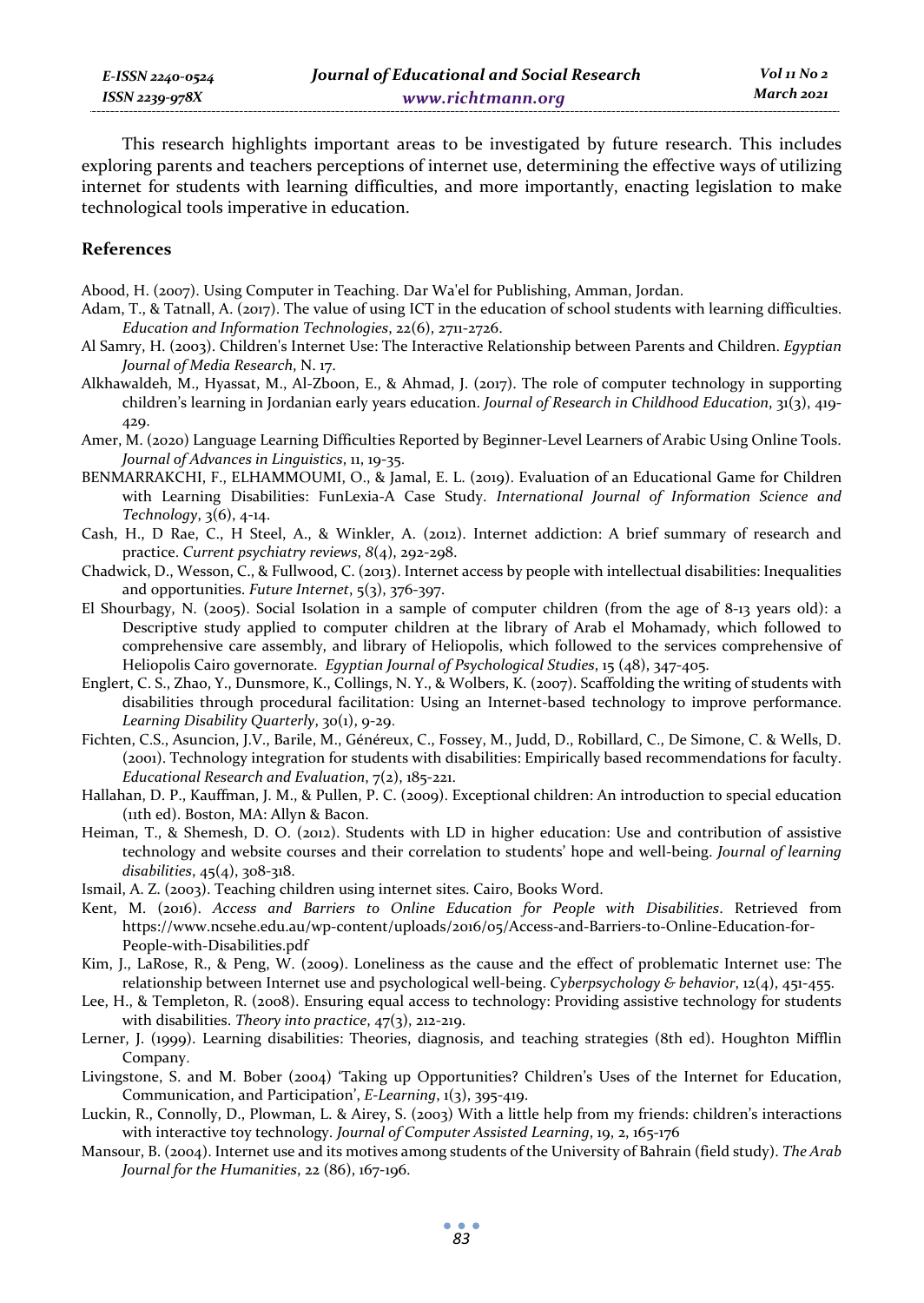This research highlights important areas to be investigated by future research. This includes exploring parents and teachers perceptions of internet use, determining the effective ways of utilizing internet for students with learning difficulties, and more importantly, enacting legislation to make technological tools imperative in education.

## References

Abood, H. (2007). Using Computer in Teaching. Dar Wa'el for Publishing, Amman, Jordan.

Adam, T., & Tatnall, A. (2017). The value of using ICT in the education of school students with learning difficulties. *Education and Information Technologies*, 22(6), 2711-2726.

Al Samry, H. (2003). Children's Internet Use: The Interactive Relationship between Parents and Children. *Egyptian Journal of Media Research*, N. 17.

Alkhawaldeh, M., Hyassat, M., Al-Zboon, E., & Ahmad, J. (2017). The role of computer technology in supporting children's learning in Jordanian early years education. *Journal of Research in Childhood Education*, 31(3), 419-429.

Amer, M. (2020) Language Learning Difficulties Reported by Beginner-Level Learners of Arabic Using Online Tools. *Journal of Advances in Linguistics*, 11, 19-35.

BENMARRAKCHI, F., ELHAMMOUMI, O., & Jamal, E. L. (2019). Evaluation of an Educational Game for Children with Learning Disabilities: FunLexia-A Case Study. *International Journal of Information Science and Technology*, 3(6), 4-14.

Cash, H., D Rae, C., H Steel, A., & Winkler, A. (2012). Internet addiction: A brief summary of research and practice. *Current psychiatry reviews*, *8*(4), 292-298.

Chadwick, D., Wesson, C., & Fullwood, C. (2013). Internet access by people with intellectual disabilities: Inequalities and opportunities. *Future Internet*, 5(3), 376-397.

El Shourbagy, N. (2005). Social Isolation in a sample of computer children (from the age of 8-13 years old): a Descriptive study applied to computer children at the library of Arab el Mohamady, which followed to comprehensive care assembly, and library of Heliopolis, which followed to the services comprehensive of Heliopolis Cairo governorate. *Egyptian Journal of Psychological Studies*, 15 (48), 347-405.

Englert, C. S., Zhao, Y., Dunsmore, K., Collings, N. Y., & Wolbers, K. (2007). Scaffolding the writing of students with disabilities through procedural facilitation: Using an Internet-based technology to improve performance. *Learning Disability Quarterly*, 30(1), 9-29.

Fichten, C.S., Asuncion, J.V., Barile, M., Généreux, C., Fossey, M., Judd, D., Robillard, C., De Simone, C. & Wells, D. (2001). Technology integration for students with disabilities: Empirically based recommendations for faculty. *Educational Research and Evaluation*, 7(2), 185-221.

Hallahan, D. P., Kauffman, J. M., & Pullen, P. C. (2009). Exceptional children: An introduction to special education (11th ed). Boston, MA: Allyn & Bacon.

Heiman, T., & Shemesh, D. O. (2012). Students with LD in higher education: Use and contribution of assistive technology and website courses and their correlation to students' hope and well-being. *Journal of learning disabilities*, 45(4), 308-318.

Ismail, A. Z. (2003). Teaching children using internet sites. Cairo, Books Word.

Kent, M. (2016). *Access and Barriers to Online Education for People with Disabilities*. Retrieved from https://www.ncsehe.edu.au/wp-content/uploads/2016/05/Access-and-Barriers-to-Online-Education-for-People-with-Disabilities.pdf

Kim, J., LaRose, R., & Peng, W. (2009). Loneliness as the cause and the effect of problematic Internet use: The relationship between Internet use and psychological well-being. *Cyberpsychology & behavior*, 12(4), 451-455.

Lee, H., & Templeton, R. (2008). Ensuring equal access to technology: Providing assistive technology for students with disabilities. *Theory into practice*, 47(3), 212-219.

Lerner, J. (1999). Learning disabilities: Theories, diagnosis, and teaching strategies (8th ed). Houghton Mifflin Company.

Livingstone, S. and M. Bober (2004) 'Taking up Opportunities? Children's Uses of the Internet for Education, Communication, and Participation', *E-Learning*, 1(3), 395-419.

Luckin, R., Connolly, D., Plowman, L. & Airey, S. (2003) With a little help from my friends: children's interactions with interactive toy technology. *Journal of Computer Assisted Learning*, 19, 2, 165-176

Mansour, B. (2004). Internet use and its motives among students of the University of Bahrain (field study). *The Arab Journal for the Humanities*, 22 (86), 167-196.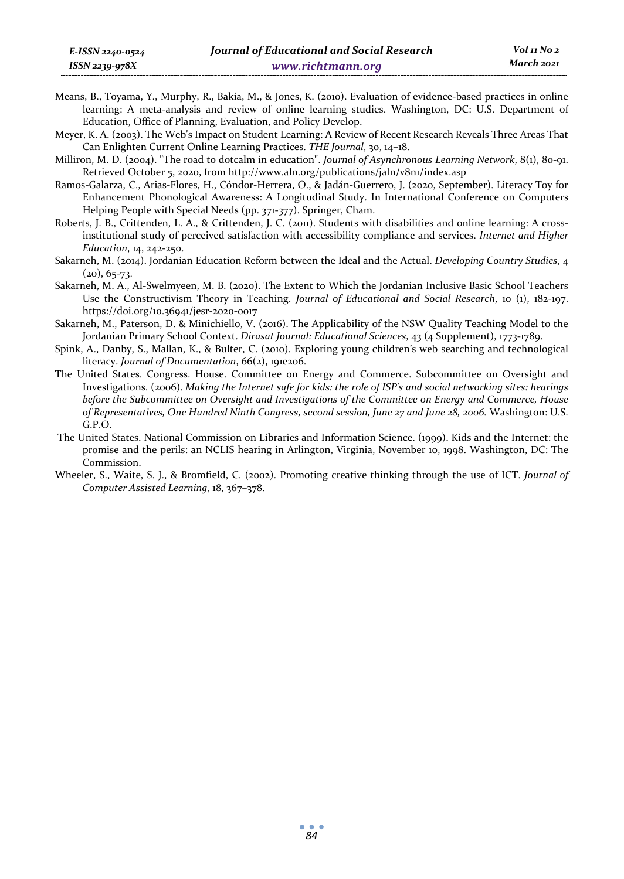Means, B., Toyama, Y., Murphy, R., Bakia, M., & Jones, K. (2010). Evaluation of evidence-based practices in online learning: A meta-analysis and review of online learning studies. Washington, DC: U.S. Department of Education, Office of Planning, Evaluation, and Policy Develop.

Meyer, K. A. (2003). The Web's Impact on Student Learning: A Review of Recent Research Reveals Three Areas That Can Enlighten Current Online Learning Practices. *THE Journal*, 30, 14–18.

Milliron, M. D. (2004). "The road to dotcalm in education". *Journal of Asynchronous Learning Network*, 8(1), 80-91. Retrieved October 5, 2020, from http://www.aln.org/publications/jaln/v8n1/index.asp

Ramos-Galarza, C., Arias-Flores, H., Cóndor-Herrera, O., & Jadán-Guerrero, J. (2020, September). Literacy Toy for Enhancement Phonological Awareness: A Longitudinal Study. In International Conference on Computers Helping People with Special Needs (pp. 371-377). Springer, Cham.

Roberts, J. B., Crittenden, L. A., & Crittenden, J. C. (2011). Students with disabilities and online learning: A cross-institutional study of perceived satisfaction with accessibility compliance and services. *Internet and Higher Education*, 14, 242-250.

Sakarneh, M. (2014). Jordanian Education Reform between the Ideal and the Actual. *Developing Country Studies*, 4 (20), 65-73.

Sakarneh, M. A., Al-Swelmyeen, M. B. (2020). The Extent to Which the Jordanian Inclusive Basic School Teachers Use the Constructivism Theory in Teaching. *Journal of Educational and Social Research*, 10 (1), 182-197. https://doi.org/10.36941/jesr-2020-0017

Sakarneh, M., Paterson, D. & Minichiello, V. (2016). The Applicability of the NSW Quality Teaching Model to the Jordanian Primary School Context. *Dirasat Journal: Educational Sciences*, 43 (4 Supplement), 1773-1789.

Spink, A., Danby, S., Mallan, K., & Bulter, C. (2010). Exploring young children's web searching and technological literacy. *Journal of Documentation*, 66(2), 191e206.

The United States. Congress. House. Committee on Energy and Commerce. Subcommittee on Oversight and Investigations. (2006). *Making the Internet safe for kids: the role of ISP's and social networking sites: hearings before the Subcommittee on Oversight and Investigations of the Committee on Energy and Commerce, House of Representatives, One Hundred Ninth Congress, second session, June 27 and June 28, 2006.* Washington: U.S. G.P.O.

The United States. National Commission on Libraries and Information Science. (1999). Kids and the Internet: the promise and the perils: an NCLIS hearing in Arlington, Virginia, November 10, 1998. Washington, DC: The Commission.

Wheeler, S., Waite, S. J., & Bromfield, C. (2002). Promoting creative thinking through the use of ICT. *Journal of Computer Assisted Learning*, 18, 367–378.